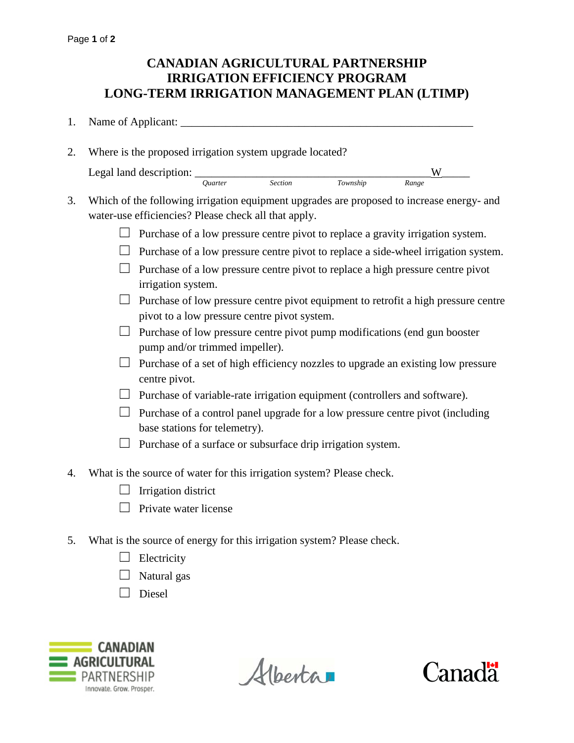# CANADIAN AGRICULTURAL PARTNERSHIP
# IRRIGATION EFFICIENCY PROGRAM
# LONG-TERM IRRIGATION MANAGEMENT PLAN (LTIMP)

1. Name of Applicant: ______________________________________________________

2. Where is the proposed irrigation system upgrade located?

   Legal land description: ___________________________________________W_____
   *Quarter* *Section* *Township* *Range*

3. Which of the following irrigation equipment upgrades are proposed to increase energy- and water-use efficiencies? Please check all that apply.

   - ☐ Purchase of a low pressure centre pivot to replace a gravity irrigation system.
   - ☐ Purchase of a low pressure centre pivot to replace a side-wheel irrigation system.
   - ☐ Purchase of a low pressure centre pivot to replace a high pressure centre pivot irrigation system.
   - ☐ Purchase of low pressure centre pivot equipment to retrofit a high pressure centre pivot to a low pressure centre pivot system.
   - ☐ Purchase of low pressure centre pivot pump modifications (end gun booster pump and/or trimmed impeller).
   - ☐ Purchase of a set of high efficiency nozzles to upgrade an existing low pressure centre pivot.
   - ☐ Purchase of variable-rate irrigation equipment (controllers and software).
   - ☐ Purchase of a control panel upgrade for a low pressure centre pivot (including base stations for telemetry).
   - ☐ Purchase of a surface or subsurface drip irrigation system.

4. What is the source of water for this irrigation system? Please check.

   - ☐ Irrigation district
   - ☐ Private water license

5. What is the source of energy for this irrigation system? Please check.

   - ☐ Electricity
   - ☐ Natural gas
   - ☐ Diesel

CANADIAN AGRICULTURAL PARTNERSHIP
Innovate. Grow. Prosper.

Alberta

Canada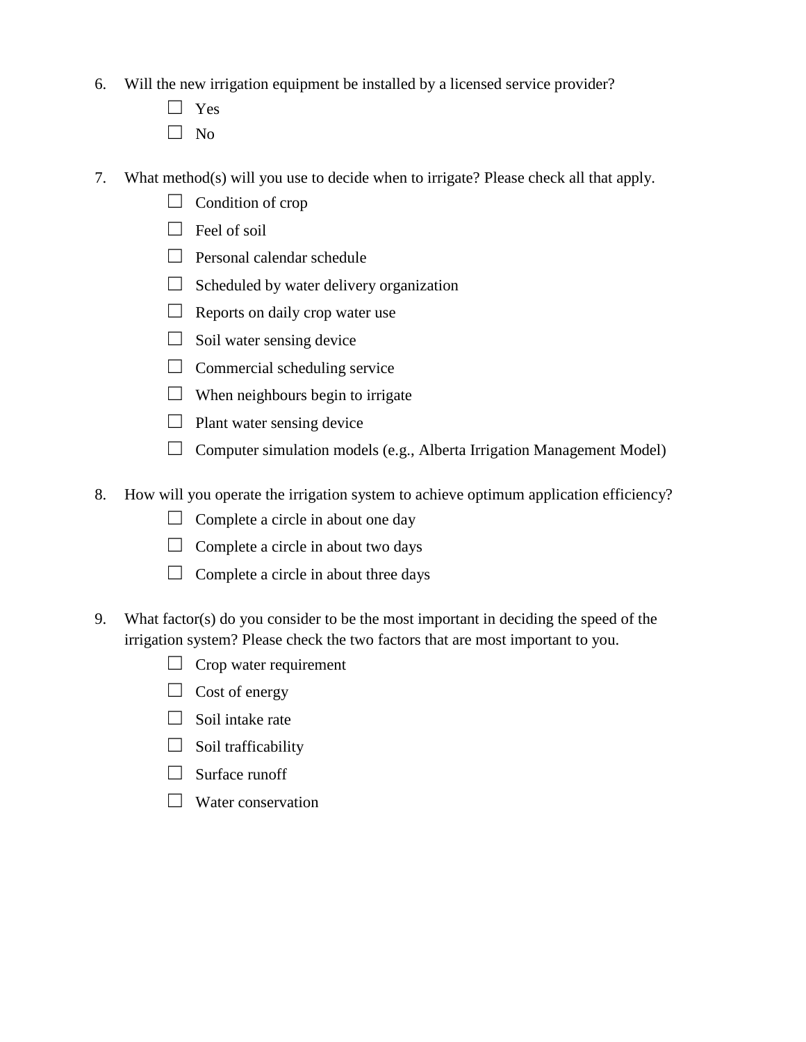6. Will the new irrigation equipment be installed by a licensed service provider?
   - ☐ Yes
   - ☐ No

7. What method(s) will you use to decide when to irrigate? Please check all that apply.
   - ☐ Condition of crop
   - ☐ Feel of soil
   - ☐ Personal calendar schedule
   - ☐ Scheduled by water delivery organization
   - ☐ Reports on daily crop water use
   - ☐ Soil water sensing device
   - ☐ Commercial scheduling service
   - ☐ When neighbours begin to irrigate
   - ☐ Plant water sensing device
   - ☐ Computer simulation models (e.g., Alberta Irrigation Management Model)

8. How will you operate the irrigation system to achieve optimum application efficiency?
   - ☐ Complete a circle in about one day
   - ☐ Complete a circle in about two days
   - ☐ Complete a circle in about three days

9. What factor(s) do you consider to be the most important in deciding the speed of the irrigation system? Please check the two factors that are most important to you.
   - ☐ Crop water requirement
   - ☐ Cost of energy
   - ☐ Soil intake rate
   - ☐ Soil trafficability
   - ☐ Surface runoff
   - ☐ Water conservation